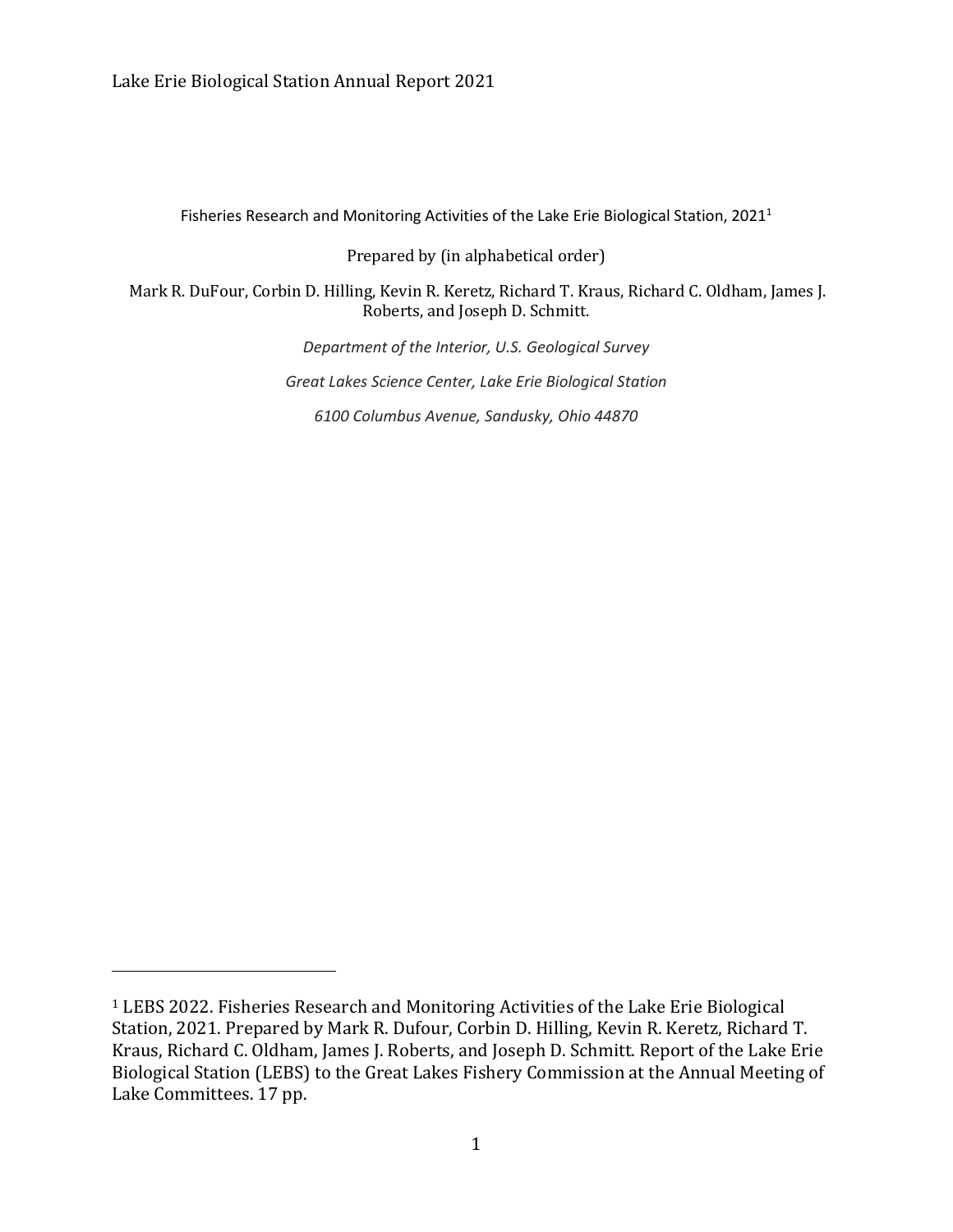# Fisheries Research and Monitoring Activities of the Lake Erie Biological Station, 2021[1]

Prepared by (in alphabetical order)

Mark R. DuFour, Corbin D. Hilling, Kevin R. Keretz, Richard T. Kraus, Richard C. Oldham, James J. Roberts, and Joseph D. Schmitt.

*Department of the Interior, U.S. Geological Survey*

*Great Lakes Science Center, Lake Erie Biological Station*

*6100 Columbus Avenue, Sandusky, Ohio 44870*

---

[1] LEBS 2022. Fisheries Research and Monitoring Activities of the Lake Erie Biological Station, 2021. Prepared by Mark R. Dufour, Corbin D. Hilling, Kevin R. Keretz, Richard T. Kraus, Richard C. Oldham, James J. Roberts, and Joseph D. Schmitt. Report of the Lake Erie Biological Station (LEBS) to the Great Lakes Fishery Commission at the Annual Meeting of Lake Committees. 17 pp.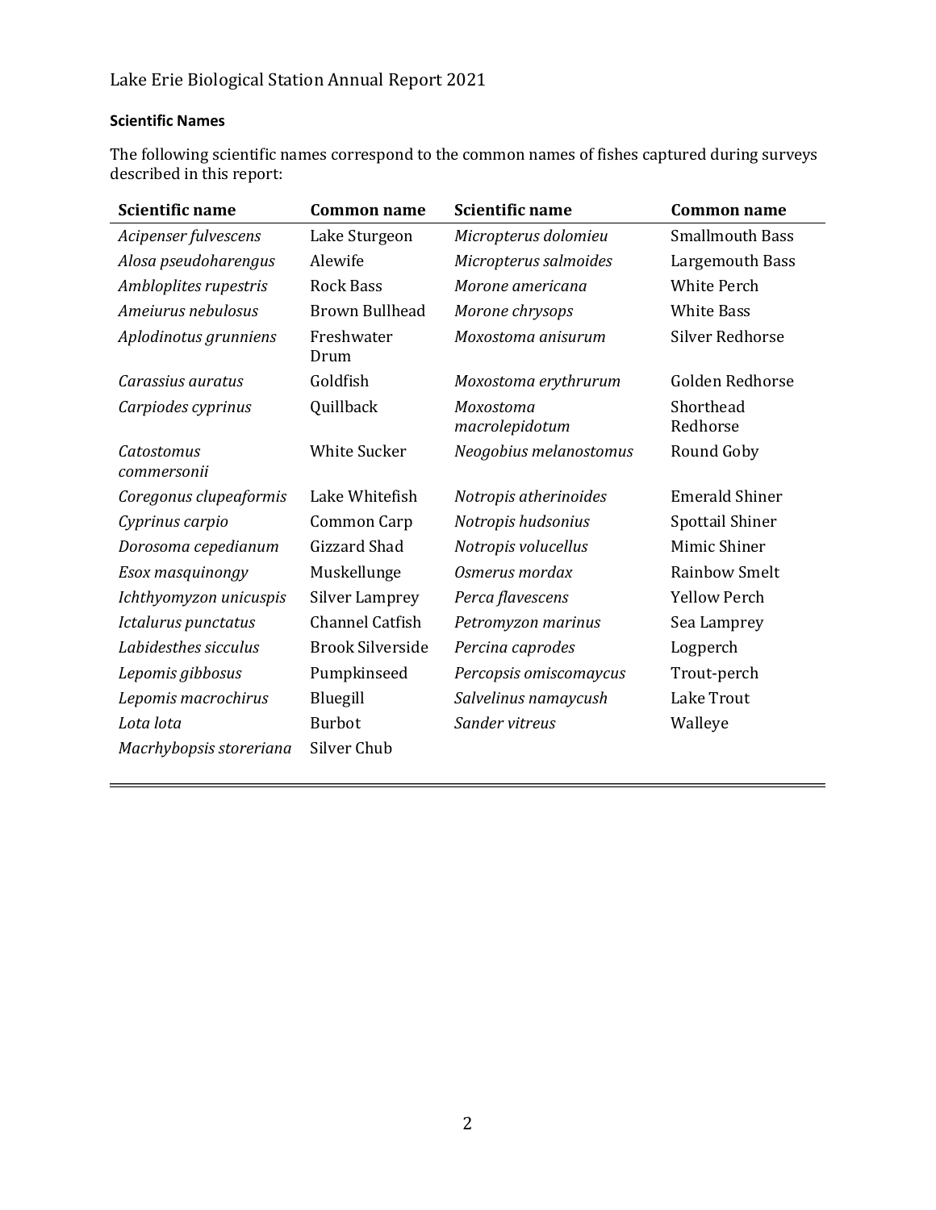**Scientific Names**

The following scientific names correspond to the common names of fishes captured during surveys described in this report:

| Scientific name | Common name | Scientific name | Common name |
|---|---|---|---|
| *Acipenser fulvescens* | Lake Sturgeon | *Micropterus dolomieu* | Smallmouth Bass |
| *Alosa pseudoharengus* | Alewife | *Micropterus salmoides* | Largemouth Bass |
| *Ambloplites rupestris* | Rock Bass | *Morone americana* | White Perch |
| *Ameiurus nebulosus* | Brown Bullhead | *Morone chrysops* | White Bass |
| *Aplodinotus grunniens* | Freshwater Drum | *Moxostoma anisurum* | Silver Redhorse |
| *Carassius auratus* | Goldfish | *Moxostoma erythrurum* | Golden Redhorse |
| *Carpiodes cyprinus* | Quillback | *Moxostoma macrolepidotum* | Shorthead Redhorse |
| *Catostomus commersonii* | White Sucker | *Neogobius melanostomus* | Round Goby |
| *Coregonus clupeaformis* | Lake Whitefish | *Notropis atherinoides* | Emerald Shiner |
| *Cyprinus carpio* | Common Carp | *Notropis hudsonius* | Spottail Shiner |
| *Dorosoma cepedianum* | Gizzard Shad | *Notropis volucellus* | Mimic Shiner |
| *Esox masquinongy* | Muskellunge | *Osmerus mordax* | Rainbow Smelt |
| *Ichthyomyzon unicuspis* | Silver Lamprey | *Perca flavescens* | Yellow Perch |
| *Ictalurus punctatus* | Channel Catfish | *Petromyzon marinus* | Sea Lamprey |
| *Labidesthes sicculus* | Brook Silverside | *Percina caprodes* | Logperch |
| *Lepomis gibbosus* | Pumpkinseed | *Percopsis omiscomaycus* | Trout-perch |
| *Lepomis macrochirus* | Bluegill | *Salvelinus namaycush* | Lake Trout |
| *Lota lota* | Burbot | *Sander vitreus* | Walleye |
| *Macrhybopsis storeriana* | Silver Chub | | |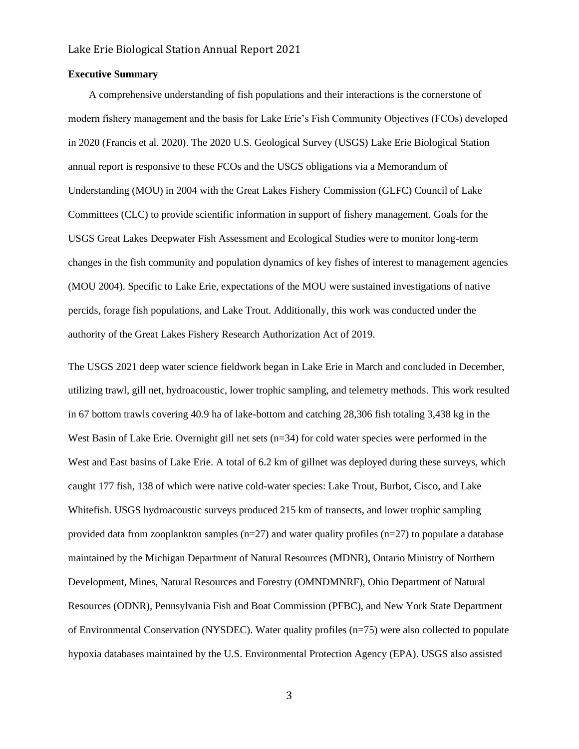## Executive Summary

A comprehensive understanding of fish populations and their interactions is the cornerstone of modern fishery management and the basis for Lake Erie's Fish Community Objectives (FCOs) developed in 2020 (Francis et al. 2020). The 2020 U.S. Geological Survey (USGS) Lake Erie Biological Station annual report is responsive to these FCOs and the USGS obligations via a Memorandum of Understanding (MOU) in 2004 with the Great Lakes Fishery Commission (GLFC) Council of Lake Committees (CLC) to provide scientific information in support of fishery management. Goals for the USGS Great Lakes Deepwater Fish Assessment and Ecological Studies were to monitor long-term changes in the fish community and population dynamics of key fishes of interest to management agencies (MOU 2004). Specific to Lake Erie, expectations of the MOU were sustained investigations of native percids, forage fish populations, and Lake Trout. Additionally, this work was conducted under the authority of the Great Lakes Fishery Research Authorization Act of 2019.

The USGS 2021 deep water science fieldwork began in Lake Erie in March and concluded in December, utilizing trawl, gill net, hydroacoustic, lower trophic sampling, and telemetry methods. This work resulted in 67 bottom trawls covering 40.9 ha of lake-bottom and catching 28,306 fish totaling 3,438 kg in the West Basin of Lake Erie. Overnight gill net sets (n=34) for cold water species were performed in the West and East basins of Lake Erie. A total of 6.2 km of gillnet was deployed during these surveys, which caught 177 fish, 138 of which were native cold-water species: Lake Trout, Burbot, Cisco, and Lake Whitefish. USGS hydroacoustic surveys produced 215 km of transects, and lower trophic sampling provided data from zooplankton samples (n=27) and water quality profiles (n=27) to populate a database maintained by the Michigan Department of Natural Resources (MDNR), Ontario Ministry of Northern Development, Mines, Natural Resources and Forestry (OMNDMNRF), Ohio Department of Natural Resources (ODNR), Pennsylvania Fish and Boat Commission (PFBC), and New York State Department of Environmental Conservation (NYSDEC). Water quality profiles (n=75) were also collected to populate hypoxia databases maintained by the U.S. Environmental Protection Agency (EPA). USGS also assisted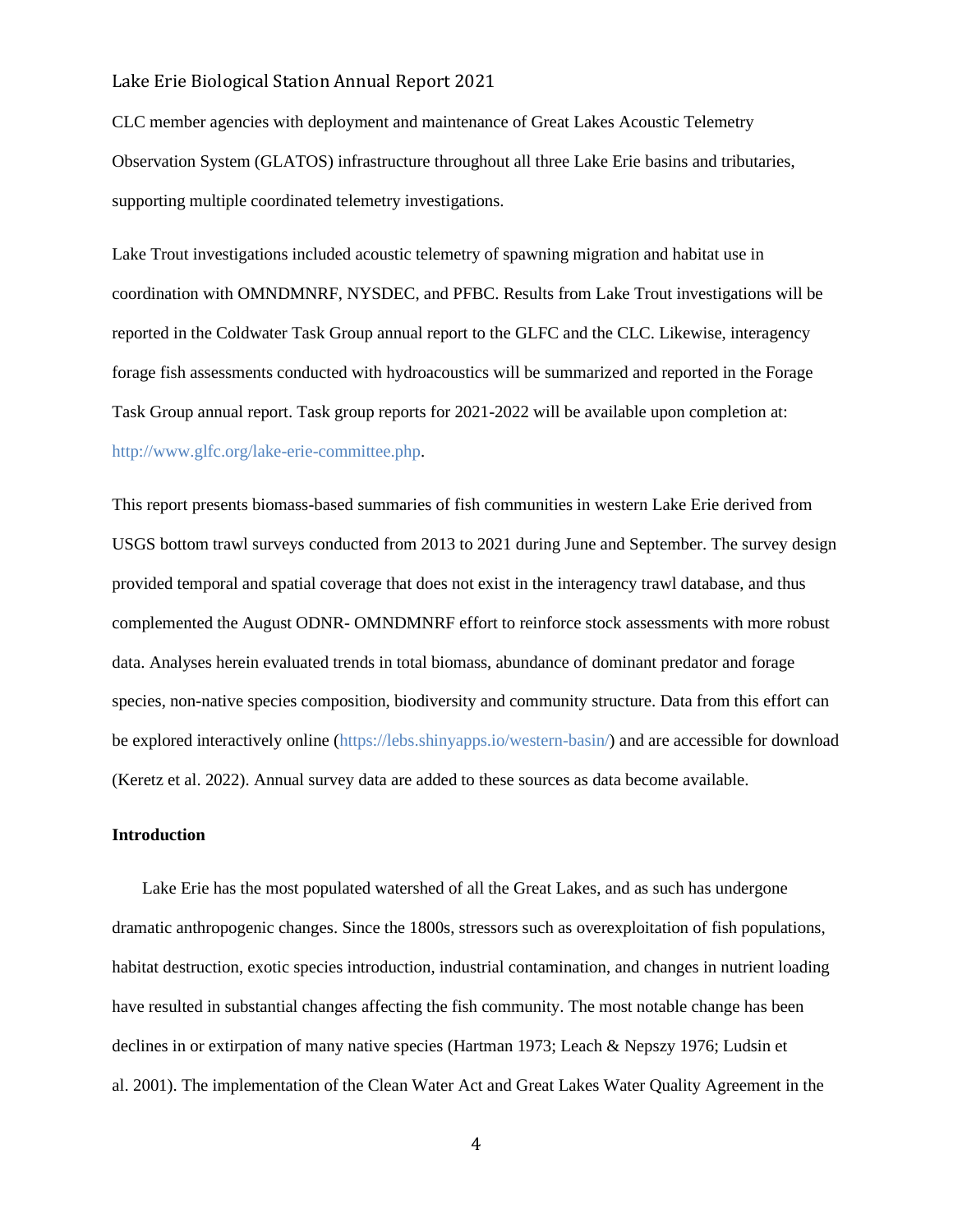CLC member agencies with deployment and maintenance of Great Lakes Acoustic Telemetry Observation System (GLATOS) infrastructure throughout all three Lake Erie basins and tributaries, supporting multiple coordinated telemetry investigations.

Lake Trout investigations included acoustic telemetry of spawning migration and habitat use in coordination with OMNDMNRF, NYSDEC, and PFBC. Results from Lake Trout investigations will be reported in the Coldwater Task Group annual report to the GLFC and the CLC. Likewise, interagency forage fish assessments conducted with hydroacoustics will be summarized and reported in the Forage Task Group annual report. Task group reports for 2021-2022 will be available upon completion at: http://www.glfc.org/lake-erie-committee.php.

This report presents biomass-based summaries of fish communities in western Lake Erie derived from USGS bottom trawl surveys conducted from 2013 to 2021 during June and September. The survey design provided temporal and spatial coverage that does not exist in the interagency trawl database, and thus complemented the August ODNR- OMNDMNRF effort to reinforce stock assessments with more robust data. Analyses herein evaluated trends in total biomass, abundance of dominant predator and forage species, non-native species composition, biodiversity and community structure. Data from this effort can be explored interactively online (https://lebs.shinyapps.io/western-basin/) and are accessible for download (Keretz et al. 2022). Annual survey data are added to these sources as data become available.

## Introduction

Lake Erie has the most populated watershed of all the Great Lakes, and as such has undergone dramatic anthropogenic changes. Since the 1800s, stressors such as overexploitation of fish populations, habitat destruction, exotic species introduction, industrial contamination, and changes in nutrient loading have resulted in substantial changes affecting the fish community. The most notable change has been declines in or extirpation of many native species (Hartman 1973; Leach & Nepszy 1976; Ludsin et al. 2001). The implementation of the Clean Water Act and Great Lakes Water Quality Agreement in the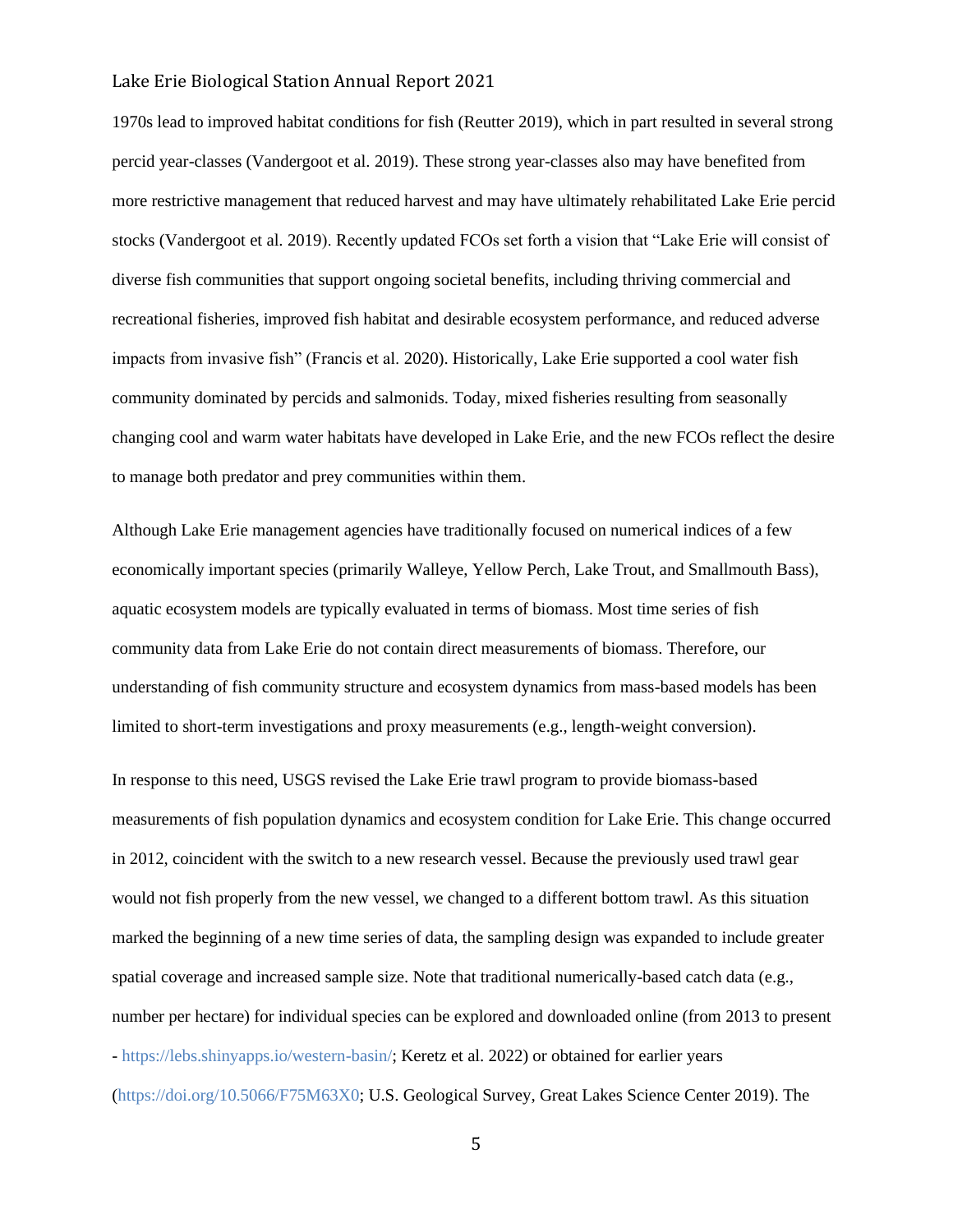1970s lead to improved habitat conditions for fish (Reutter 2019), which in part resulted in several strong percid year-classes (Vandergoot et al. 2019). These strong year-classes also may have benefited from more restrictive management that reduced harvest and may have ultimately rehabilitated Lake Erie percid stocks (Vandergoot et al. 2019). Recently updated FCOs set forth a vision that "Lake Erie will consist of diverse fish communities that support ongoing societal benefits, including thriving commercial and recreational fisheries, improved fish habitat and desirable ecosystem performance, and reduced adverse impacts from invasive fish" (Francis et al. 2020). Historically, Lake Erie supported a cool water fish community dominated by percids and salmonids. Today, mixed fisheries resulting from seasonally changing cool and warm water habitats have developed in Lake Erie, and the new FCOs reflect the desire to manage both predator and prey communities within them.

Although Lake Erie management agencies have traditionally focused on numerical indices of a few economically important species (primarily Walleye, Yellow Perch, Lake Trout, and Smallmouth Bass), aquatic ecosystem models are typically evaluated in terms of biomass. Most time series of fish community data from Lake Erie do not contain direct measurements of biomass. Therefore, our understanding of fish community structure and ecosystem dynamics from mass-based models has been limited to short-term investigations and proxy measurements (e.g., length-weight conversion).

In response to this need, USGS revised the Lake Erie trawl program to provide biomass-based measurements of fish population dynamics and ecosystem condition for Lake Erie. This change occurred in 2012, coincident with the switch to a new research vessel. Because the previously used trawl gear would not fish properly from the new vessel, we changed to a different bottom trawl. As this situation marked the beginning of a new time series of data, the sampling design was expanded to include greater spatial coverage and increased sample size. Note that traditional numerically-based catch data (e.g., number per hectare) for individual species can be explored and downloaded online (from 2013 to present - https://lebs.shinyapps.io/western-basin/; Keretz et al. 2022) or obtained for earlier years (https://doi.org/10.5066/F75M63X0; U.S. Geological Survey, Great Lakes Science Center 2019). The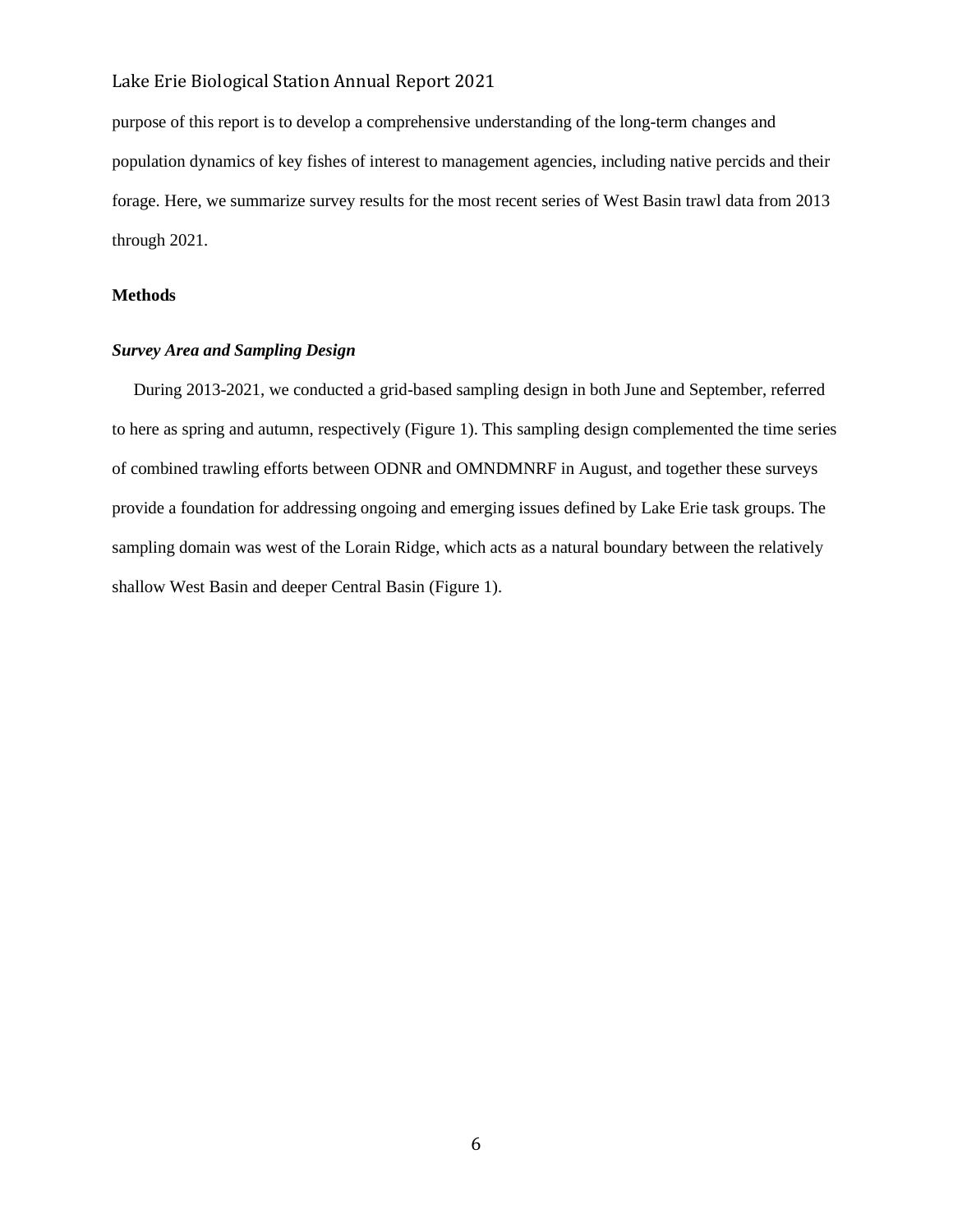purpose of this report is to develop a comprehensive understanding of the long-term changes and population dynamics of key fishes of interest to management agencies, including native percids and their forage. Here, we summarize survey results for the most recent series of West Basin trawl data from 2013 through 2021.

## Methods

### *Survey Area and Sampling Design*

During 2013-2021, we conducted a grid-based sampling design in both June and September, referred to here as spring and autumn, respectively (Figure 1). This sampling design complemented the time series of combined trawling efforts between ODNR and OMNDMNRF in August, and together these surveys provide a foundation for addressing ongoing and emerging issues defined by Lake Erie task groups. The sampling domain was west of the Lorain Ridge, which acts as a natural boundary between the relatively shallow West Basin and deeper Central Basin (Figure 1).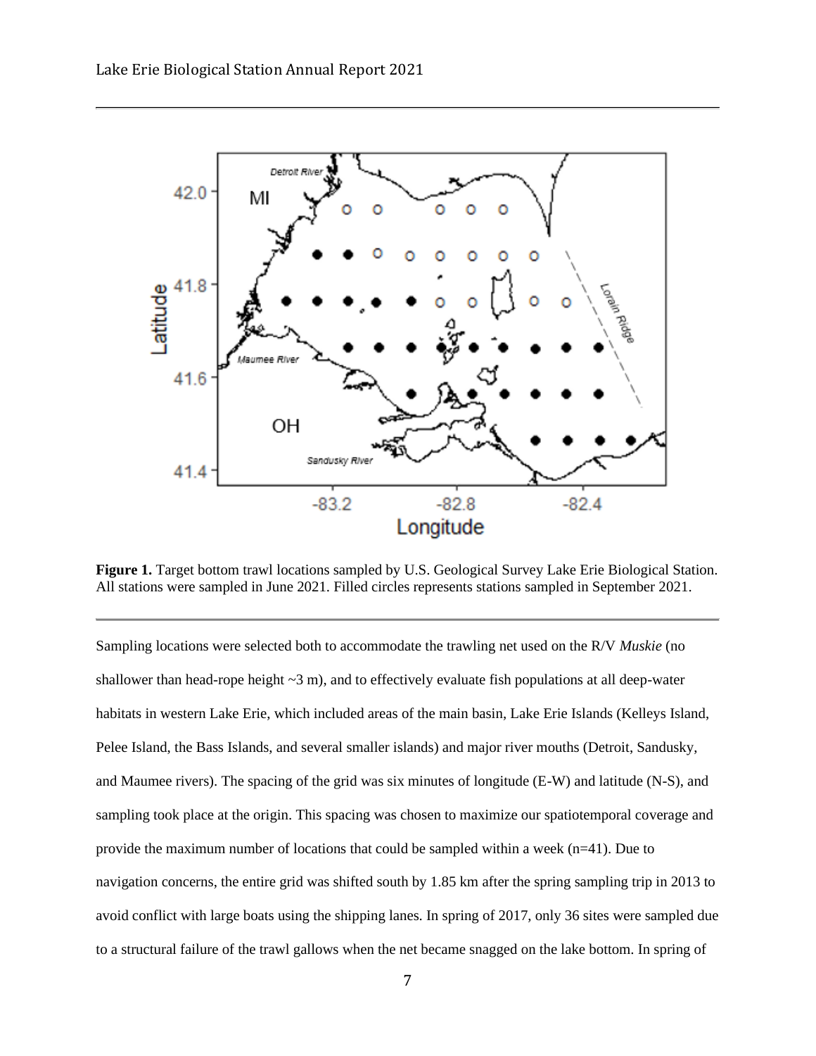**Figure 1.** Target bottom trawl locations sampled by U.S. Geological Survey Lake Erie Biological Station. All stations were sampled in June 2021. Filled circles represents stations sampled in September 2021.

Sampling locations were selected both to accommodate the trawling net used on the R/V *Muskie* (no shallower than head-rope height ~3 m), and to effectively evaluate fish populations at all deep-water habitats in western Lake Erie, which included areas of the main basin, Lake Erie Islands (Kelleys Island, Pelee Island, the Bass Islands, and several smaller islands) and major river mouths (Detroit, Sandusky, and Maumee rivers). The spacing of the grid was six minutes of longitude (E-W) and latitude (N-S), and sampling took place at the origin. This spacing was chosen to maximize our spatiotemporal coverage and provide the maximum number of locations that could be sampled within a week (n=41). Due to navigation concerns, the entire grid was shifted south by 1.85 km after the spring sampling trip in 2013 to avoid conflict with large boats using the shipping lanes. In spring of 2017, only 36 sites were sampled due to a structural failure of the trawl gallows when the net became snagged on the lake bottom. In spring of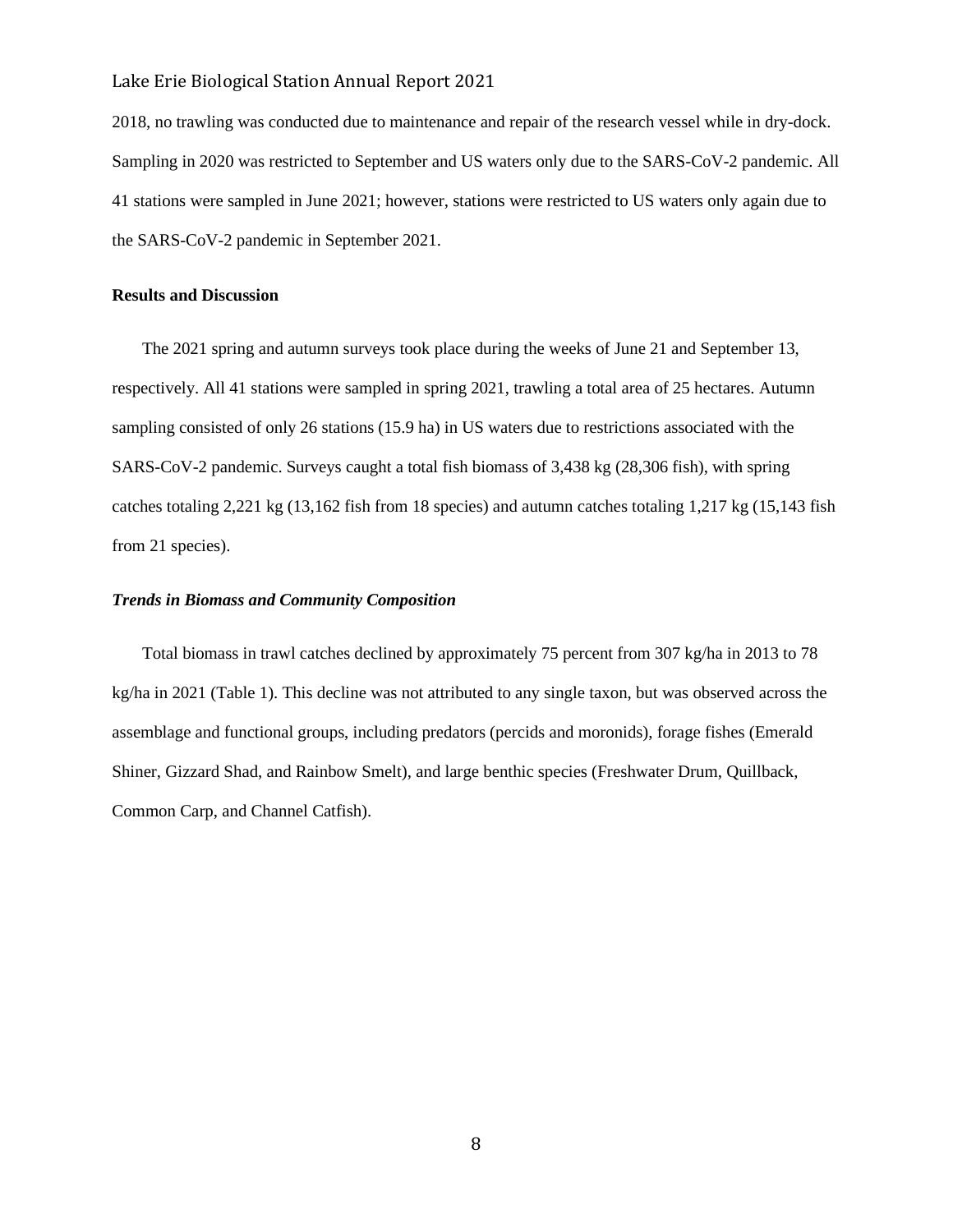2018, no trawling was conducted due to maintenance and repair of the research vessel while in dry-dock. Sampling in 2020 was restricted to September and US waters only due to the SARS-CoV-2 pandemic. All 41 stations were sampled in June 2021; however, stations were restricted to US waters only again due to the SARS-CoV-2 pandemic in September 2021.

## Results and Discussion

The 2021 spring and autumn surveys took place during the weeks of June 21 and September 13, respectively. All 41 stations were sampled in spring 2021, trawling a total area of 25 hectares. Autumn sampling consisted of only 26 stations (15.9 ha) in US waters due to restrictions associated with the SARS-CoV-2 pandemic. Surveys caught a total fish biomass of 3,438 kg (28,306 fish), with spring catches totaling 2,221 kg (13,162 fish from 18 species) and autumn catches totaling 1,217 kg (15,143 fish from 21 species).

### *Trends in Biomass and Community Composition*

Total biomass in trawl catches declined by approximately 75 percent from 307 kg/ha in 2013 to 78 kg/ha in 2021 (Table 1). This decline was not attributed to any single taxon, but was observed across the assemblage and functional groups, including predators (percids and moronids), forage fishes (Emerald Shiner, Gizzard Shad, and Rainbow Smelt), and large benthic species (Freshwater Drum, Quillback, Common Carp, and Channel Catfish).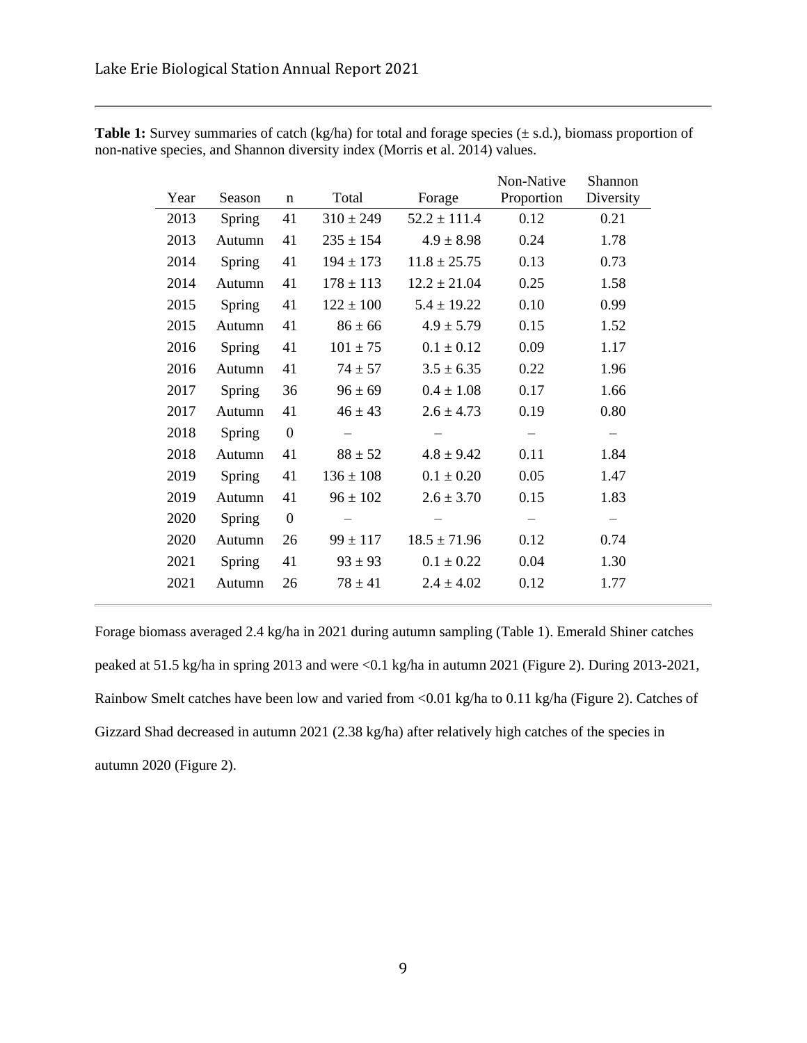**Table 1:** Survey summaries of catch (kg/ha) for total and forage species (± s.d.), biomass proportion of non-native species, and Shannon diversity index (Morris et al. 2014) values.

| Year | Season | n | Total | Forage | Non-Native Proportion | Shannon Diversity |
|---|---|---|---|---|---|---|
| 2013 | Spring | 41 | 310 ± 249 | 52.2 ± 111.4 | 0.12 | 0.21 |
| 2013 | Autumn | 41 | 235 ± 154 | 4.9 ± 8.98 | 0.24 | 1.78 |
| 2014 | Spring | 41 | 194 ± 173 | 11.8 ± 25.75 | 0.13 | 0.73 |
| 2014 | Autumn | 41 | 178 ± 113 | 12.2 ± 21.04 | 0.25 | 1.58 |
| 2015 | Spring | 41 | 122 ± 100 | 5.4 ± 19.22 | 0.10 | 0.99 |
| 2015 | Autumn | 41 | 86 ± 66 | 4.9 ± 5.79 | 0.15 | 1.52 |
| 2016 | Spring | 41 | 101 ± 75 | 0.1 ± 0.12 | 0.09 | 1.17 |
| 2016 | Autumn | 41 | 74 ± 57 | 3.5 ± 6.35 | 0.22 | 1.96 |
| 2017 | Spring | 36 | 96 ± 69 | 0.4 ± 1.08 | 0.17 | 1.66 |
| 2017 | Autumn | 41 | 46 ± 43 | 2.6 ± 4.73 | 0.19 | 0.80 |
| 2018 | Spring | 0 | – | – | – | – |
| 2018 | Autumn | 41 | 88 ± 52 | 4.8 ± 9.42 | 0.11 | 1.84 |
| 2019 | Spring | 41 | 136 ± 108 | 0.1 ± 0.20 | 0.05 | 1.47 |
| 2019 | Autumn | 41 | 96 ± 102 | 2.6 ± 3.70 | 0.15 | 1.83 |
| 2020 | Spring | 0 | – | – | – | – |
| 2020 | Autumn | 26 | 99 ± 117 | 18.5 ± 71.96 | 0.12 | 0.74 |
| 2021 | Spring | 41 | 93 ± 93 | 0.1 ± 0.22 | 0.04 | 1.30 |
| 2021 | Autumn | 26 | 78 ± 41 | 2.4 ± 4.02 | 0.12 | 1.77 |

Forage biomass averaged 2.4 kg/ha in 2021 during autumn sampling (Table 1). Emerald Shiner catches peaked at 51.5 kg/ha in spring 2013 and were <0.1 kg/ha in autumn 2021 (Figure 2). During 2013-2021, Rainbow Smelt catches have been low and varied from <0.01 kg/ha to 0.11 kg/ha (Figure 2). Catches of Gizzard Shad decreased in autumn 2021 (2.38 kg/ha) after relatively high catches of the species in autumn 2020 (Figure 2).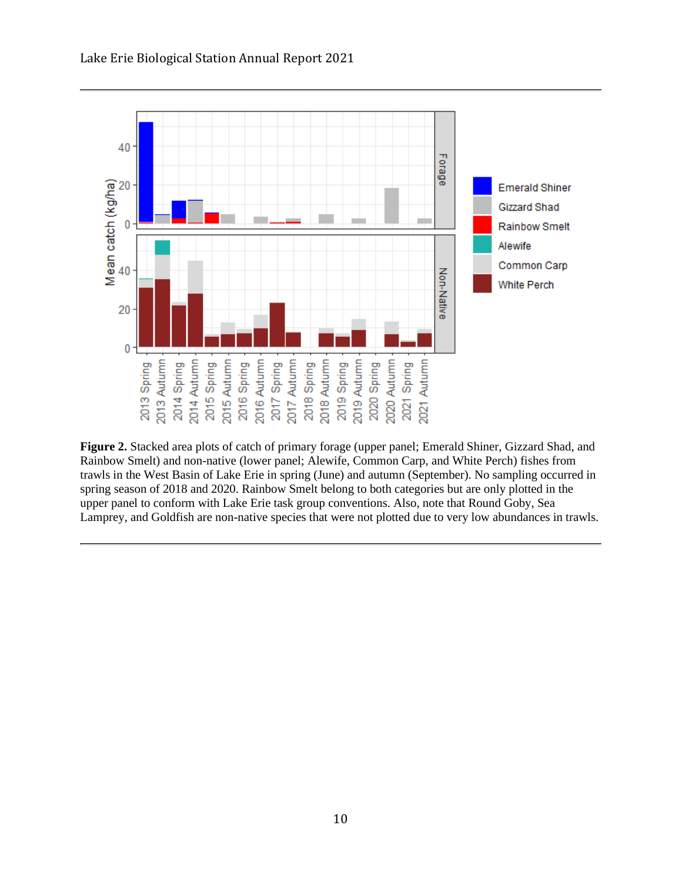**Figure 2.** Stacked area plots of catch of primary forage (upper panel; Emerald Shiner, Gizzard Shad, and Rainbow Smelt) and non-native (lower panel; Alewife, Common Carp, and White Perch) fishes from trawls in the West Basin of Lake Erie in spring (June) and autumn (September). No sampling occurred in spring season of 2018 and 2020. Rainbow Smelt belong to both categories but are only plotted in the upper panel to conform with Lake Erie task group conventions. Also, note that Round Goby, Sea Lamprey, and Goldfish are non-native species that were not plotted due to very low abundances in trawls.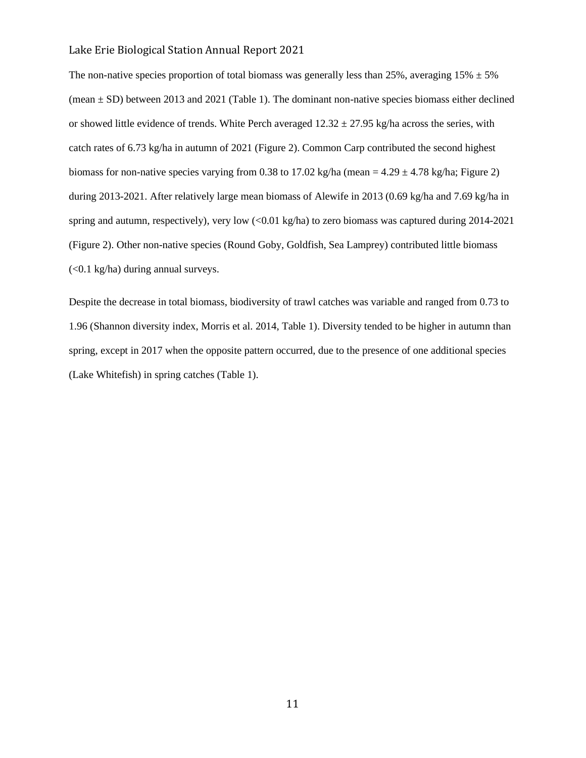The non-native species proportion of total biomass was generally less than 25%, averaging 15% ± 5% (mean ± SD) between 2013 and 2021 (Table 1). The dominant non-native species biomass either declined or showed little evidence of trends. White Perch averaged 12.32 ± 27.95 kg/ha across the series, with catch rates of 6.73 kg/ha in autumn of 2021 (Figure 2). Common Carp contributed the second highest biomass for non-native species varying from 0.38 to 17.02 kg/ha (mean = 4.29 ± 4.78 kg/ha; Figure 2) during 2013-2021. After relatively large mean biomass of Alewife in 2013 (0.69 kg/ha and 7.69 kg/ha in spring and autumn, respectively), very low (<0.01 kg/ha) to zero biomass was captured during 2014-2021 (Figure 2). Other non-native species (Round Goby, Goldfish, Sea Lamprey) contributed little biomass (<0.1 kg/ha) during annual surveys.

Despite the decrease in total biomass, biodiversity of trawl catches was variable and ranged from 0.73 to 1.96 (Shannon diversity index, Morris et al. 2014, Table 1). Diversity tended to be higher in autumn than spring, except in 2017 when the opposite pattern occurred, due to the presence of one additional species (Lake Whitefish) in spring catches (Table 1).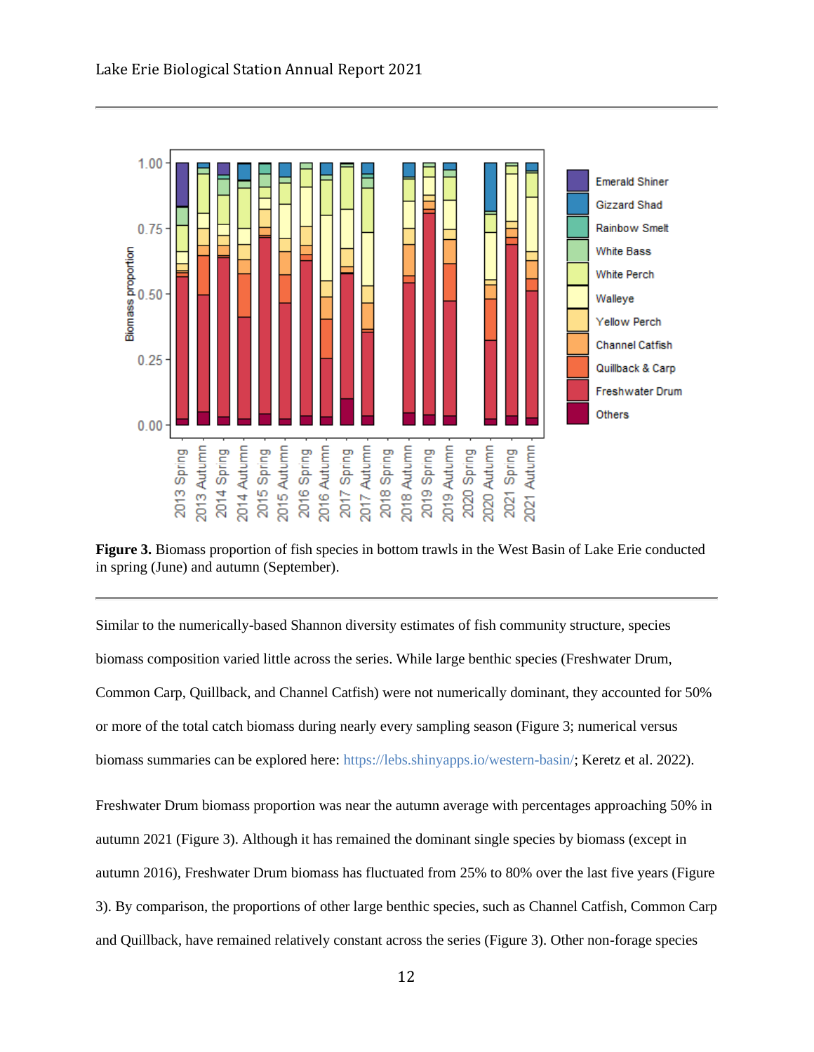**Figure 3.** Biomass proportion of fish species in bottom trawls in the West Basin of Lake Erie conducted in spring (June) and autumn (September).

Similar to the numerically-based Shannon diversity estimates of fish community structure, species biomass composition varied little across the series. While large benthic species (Freshwater Drum, Common Carp, Quillback, and Channel Catfish) were not numerically dominant, they accounted for 50% or more of the total catch biomass during nearly every sampling season (Figure 3; numerical versus biomass summaries can be explored here: https://lebs.shinyapps.io/western-basin/; Keretz et al. 2022).

Freshwater Drum biomass proportion was near the autumn average with percentages approaching 50% in autumn 2021 (Figure 3). Although it has remained the dominant single species by biomass (except in autumn 2016), Freshwater Drum biomass has fluctuated from 25% to 80% over the last five years (Figure 3). By comparison, the proportions of other large benthic species, such as Channel Catfish, Common Carp and Quillback, have remained relatively constant across the series (Figure 3). Other non-forage species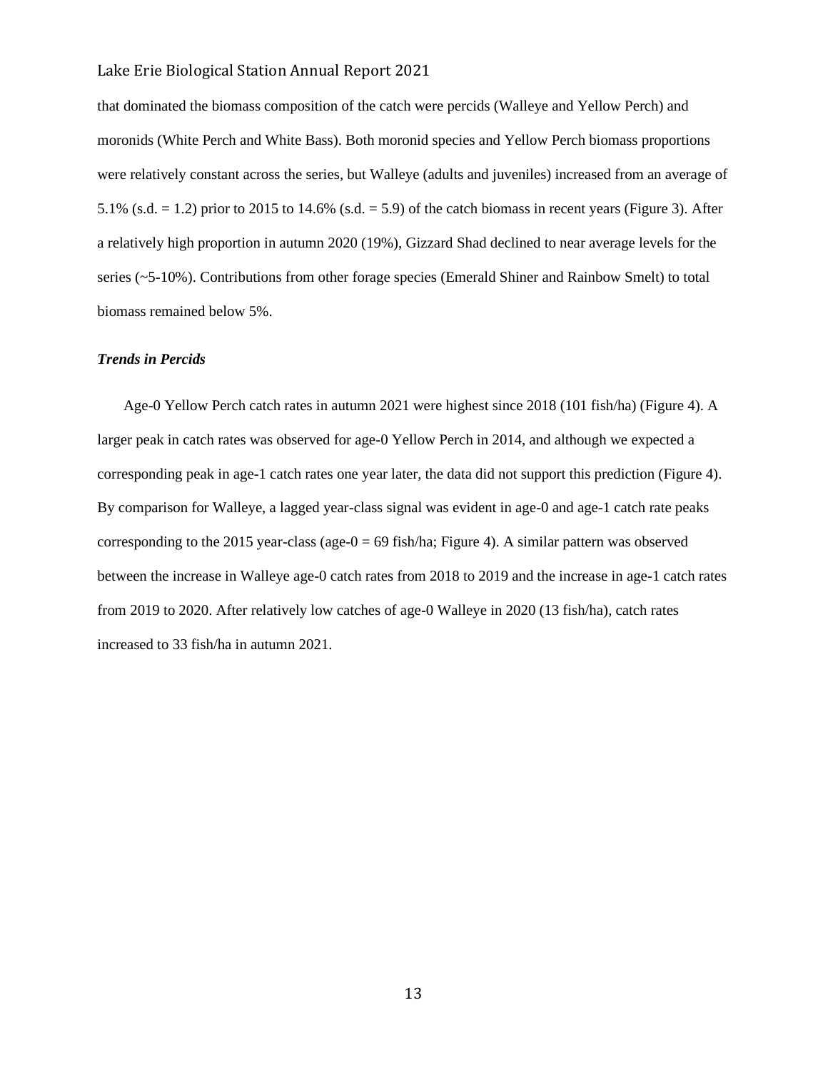that dominated the biomass composition of the catch were percids (Walleye and Yellow Perch) and moronids (White Perch and White Bass). Both moronid species and Yellow Perch biomass proportions were relatively constant across the series, but Walleye (adults and juveniles) increased from an average of 5.1% (s.d. = 1.2) prior to 2015 to 14.6% (s.d. = 5.9) of the catch biomass in recent years (Figure 3). After a relatively high proportion in autumn 2020 (19%), Gizzard Shad declined to near average levels for the series (~5-10%). Contributions from other forage species (Emerald Shiner and Rainbow Smelt) to total biomass remained below 5%.

### *Trends in Percids*

Age-0 Yellow Perch catch rates in autumn 2021 were highest since 2018 (101 fish/ha) (Figure 4). A larger peak in catch rates was observed for age-0 Yellow Perch in 2014, and although we expected a corresponding peak in age-1 catch rates one year later, the data did not support this prediction (Figure 4). By comparison for Walleye, a lagged year-class signal was evident in age-0 and age-1 catch rate peaks corresponding to the 2015 year-class (age-0 = 69 fish/ha; Figure 4). A similar pattern was observed between the increase in Walleye age-0 catch rates from 2018 to 2019 and the increase in age-1 catch rates from 2019 to 2020. After relatively low catches of age-0 Walleye in 2020 (13 fish/ha), catch rates increased to 33 fish/ha in autumn 2021.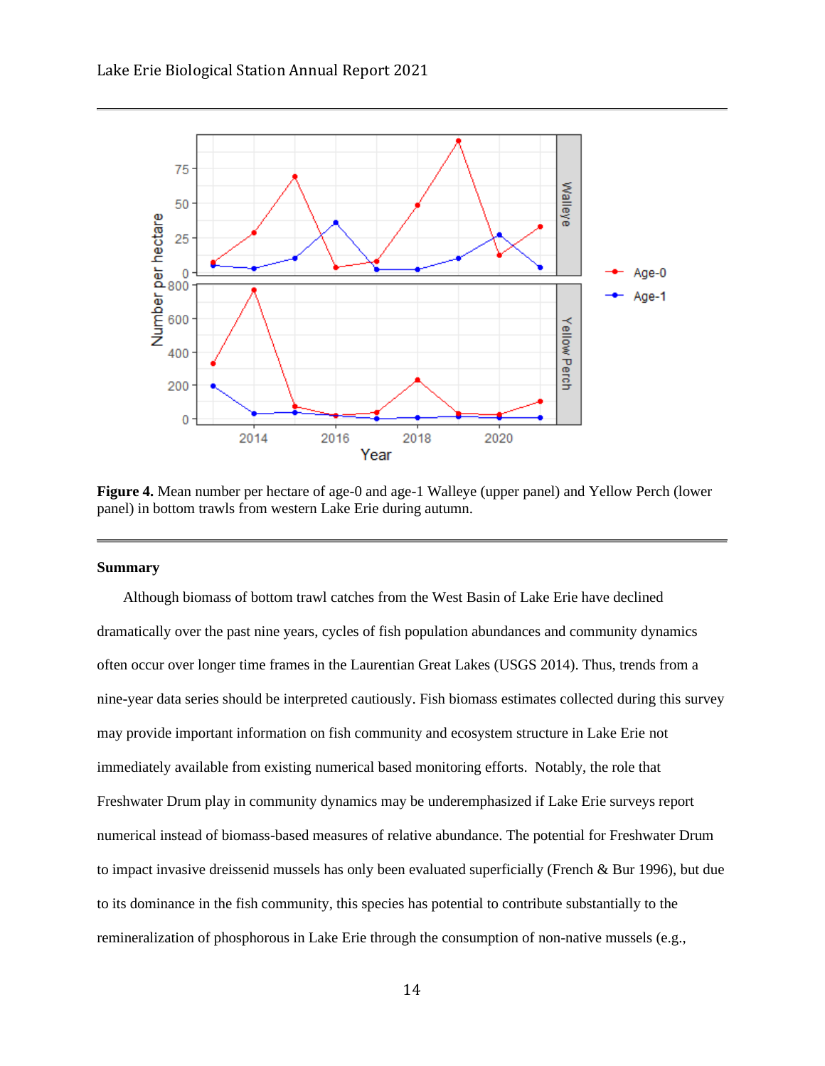**Figure 4.** Mean number per hectare of age-0 and age-1 Walleye (upper panel) and Yellow Perch (lower panel) in bottom trawls from western Lake Erie during autumn.

## Summary

Although biomass of bottom trawl catches from the West Basin of Lake Erie have declined dramatically over the past nine years, cycles of fish population abundances and community dynamics often occur over longer time frames in the Laurentian Great Lakes (USGS 2014). Thus, trends from a nine-year data series should be interpreted cautiously. Fish biomass estimates collected during this survey may provide important information on fish community and ecosystem structure in Lake Erie not immediately available from existing numerical based monitoring efforts. Notably, the role that Freshwater Drum play in community dynamics may be underemphasized if Lake Erie surveys report numerical instead of biomass-based measures of relative abundance. The potential for Freshwater Drum to impact invasive dreissenid mussels has only been evaluated superficially (French & Bur 1996), but due to its dominance in the fish community, this species has potential to contribute substantially to the remineralization of phosphorous in Lake Erie through the consumption of non-native mussels (e.g.,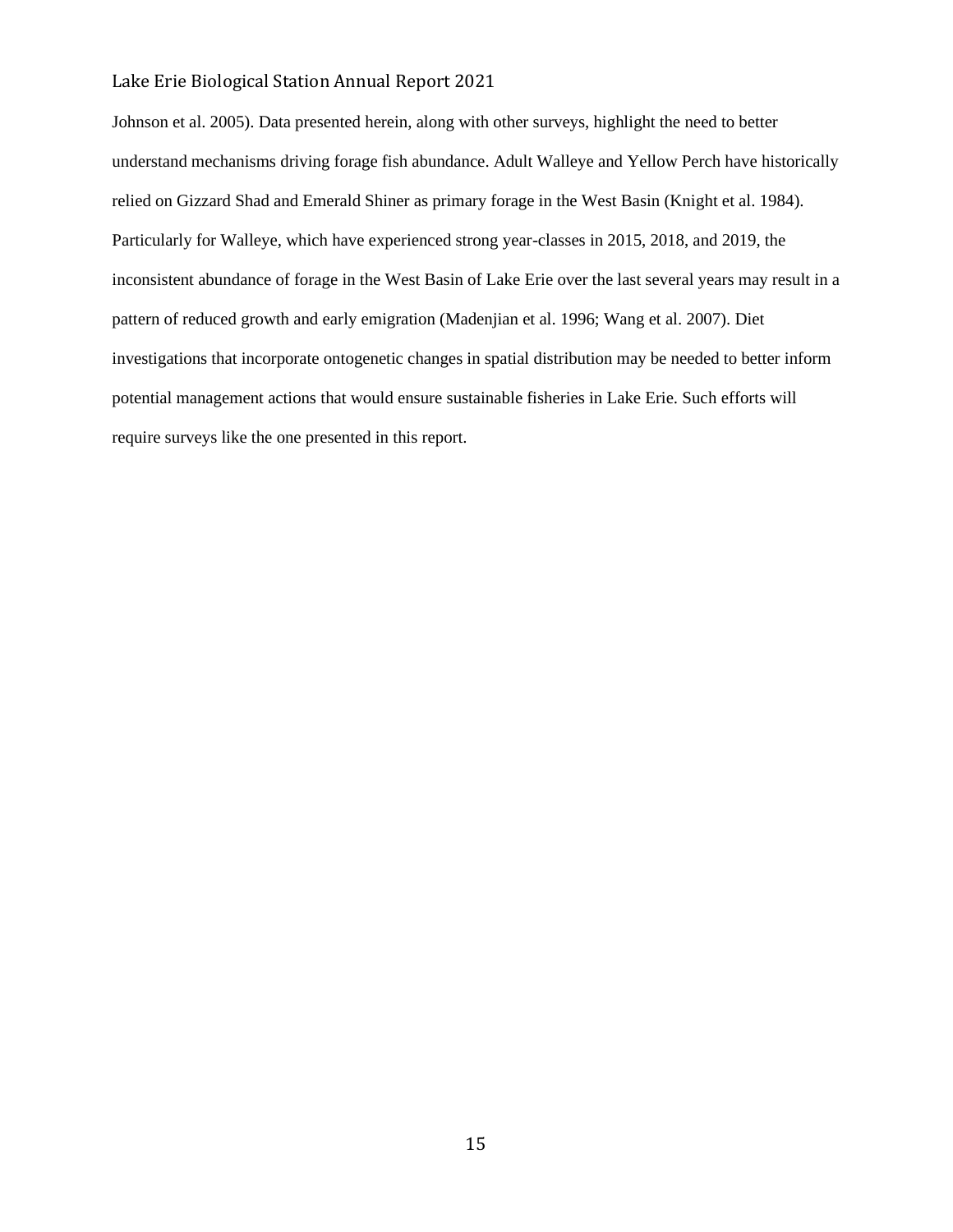Johnson et al. 2005). Data presented herein, along with other surveys, highlight the need to better understand mechanisms driving forage fish abundance. Adult Walleye and Yellow Perch have historically relied on Gizzard Shad and Emerald Shiner as primary forage in the West Basin (Knight et al. 1984). Particularly for Walleye, which have experienced strong year-classes in 2015, 2018, and 2019, the inconsistent abundance of forage in the West Basin of Lake Erie over the last several years may result in a pattern of reduced growth and early emigration (Madenjian et al. 1996; Wang et al. 2007). Diet investigations that incorporate ontogenetic changes in spatial distribution may be needed to better inform potential management actions that would ensure sustainable fisheries in Lake Erie. Such efforts will require surveys like the one presented in this report.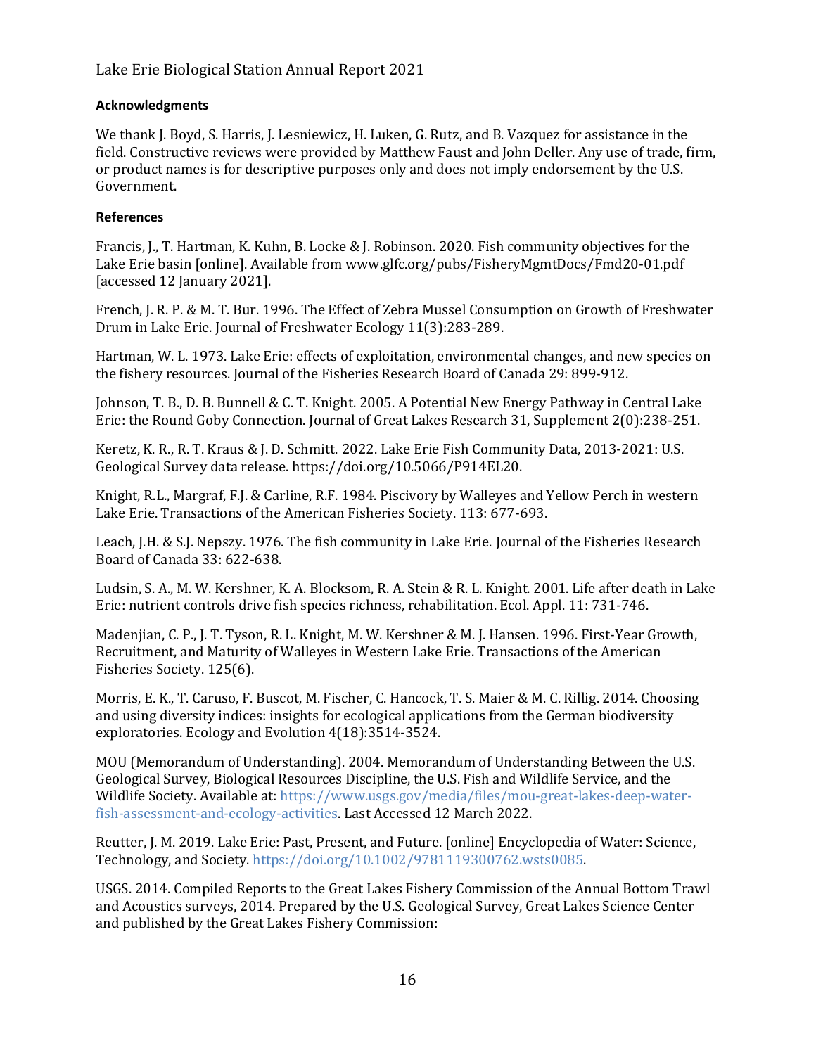### Acknowledgments

We thank J. Boyd, S. Harris, J. Lesniewicz, H. Luken, G. Rutz, and B. Vazquez for assistance in the field. Constructive reviews were provided by Matthew Faust and John Deller. Any use of trade, firm, or product names is for descriptive purposes only and does not imply endorsement by the U.S. Government.

### References

Francis, J., T. Hartman, K. Kuhn, B. Locke & J. Robinson. 2020. Fish community objectives for the Lake Erie basin [online]. Available from www.glfc.org/pubs/FisheryMgmtDocs/Fmd20-01.pdf [accessed 12 January 2021].

French, J. R. P. & M. T. Bur. 1996. The Effect of Zebra Mussel Consumption on Growth of Freshwater Drum in Lake Erie. Journal of Freshwater Ecology 11(3):283-289.

Hartman, W. L. 1973. Lake Erie: effects of exploitation, environmental changes, and new species on the fishery resources. Journal of the Fisheries Research Board of Canada 29: 899-912.

Johnson, T. B., D. B. Bunnell & C. T. Knight. 2005. A Potential New Energy Pathway in Central Lake Erie: the Round Goby Connection. Journal of Great Lakes Research 31, Supplement 2(0):238-251.

Keretz, K. R., R. T. Kraus & J. D. Schmitt. 2022. Lake Erie Fish Community Data, 2013-2021: U.S. Geological Survey data release. https://doi.org/10.5066/P914EL20.

Knight, R.L., Margraf, F.J. & Carline, R.F. 1984. Piscivory by Walleyes and Yellow Perch in western Lake Erie. Transactions of the American Fisheries Society. 113: 677-693.

Leach, J.H. & S.J. Nepszy. 1976. The fish community in Lake Erie. Journal of the Fisheries Research Board of Canada 33: 622-638.

Ludsin, S. A., M. W. Kershner, K. A. Blocksom, R. A. Stein & R. L. Knight. 2001. Life after death in Lake Erie: nutrient controls drive fish species richness, rehabilitation. Ecol. Appl. 11: 731-746.

Madenjian, C. P., J. T. Tyson, R. L. Knight, M. W. Kershner & M. J. Hansen. 1996. First-Year Growth, Recruitment, and Maturity of Walleyes in Western Lake Erie. Transactions of the American Fisheries Society. 125(6).

Morris, E. K., T. Caruso, F. Buscot, M. Fischer, C. Hancock, T. S. Maier & M. C. Rillig. 2014. Choosing and using diversity indices: insights for ecological applications from the German biodiversity exploratories. Ecology and Evolution 4(18):3514-3524.

MOU (Memorandum of Understanding). 2004. Memorandum of Understanding Between the U.S. Geological Survey, Biological Resources Discipline, the U.S. Fish and Wildlife Service, and the Wildlife Society. Available at: https://www.usgs.gov/media/files/mou-great-lakes-deep-water-fish-assessment-and-ecology-activities. Last Accessed 12 March 2022.

Reutter, J. M. 2019. Lake Erie: Past, Present, and Future. [online] Encyclopedia of Water: Science, Technology, and Society. https://doi.org/10.1002/9781119300762.wsts0085.

USGS. 2014. Compiled Reports to the Great Lakes Fishery Commission of the Annual Bottom Trawl and Acoustics surveys, 2014. Prepared by the U.S. Geological Survey, Great Lakes Science Center and published by the Great Lakes Fishery Commission: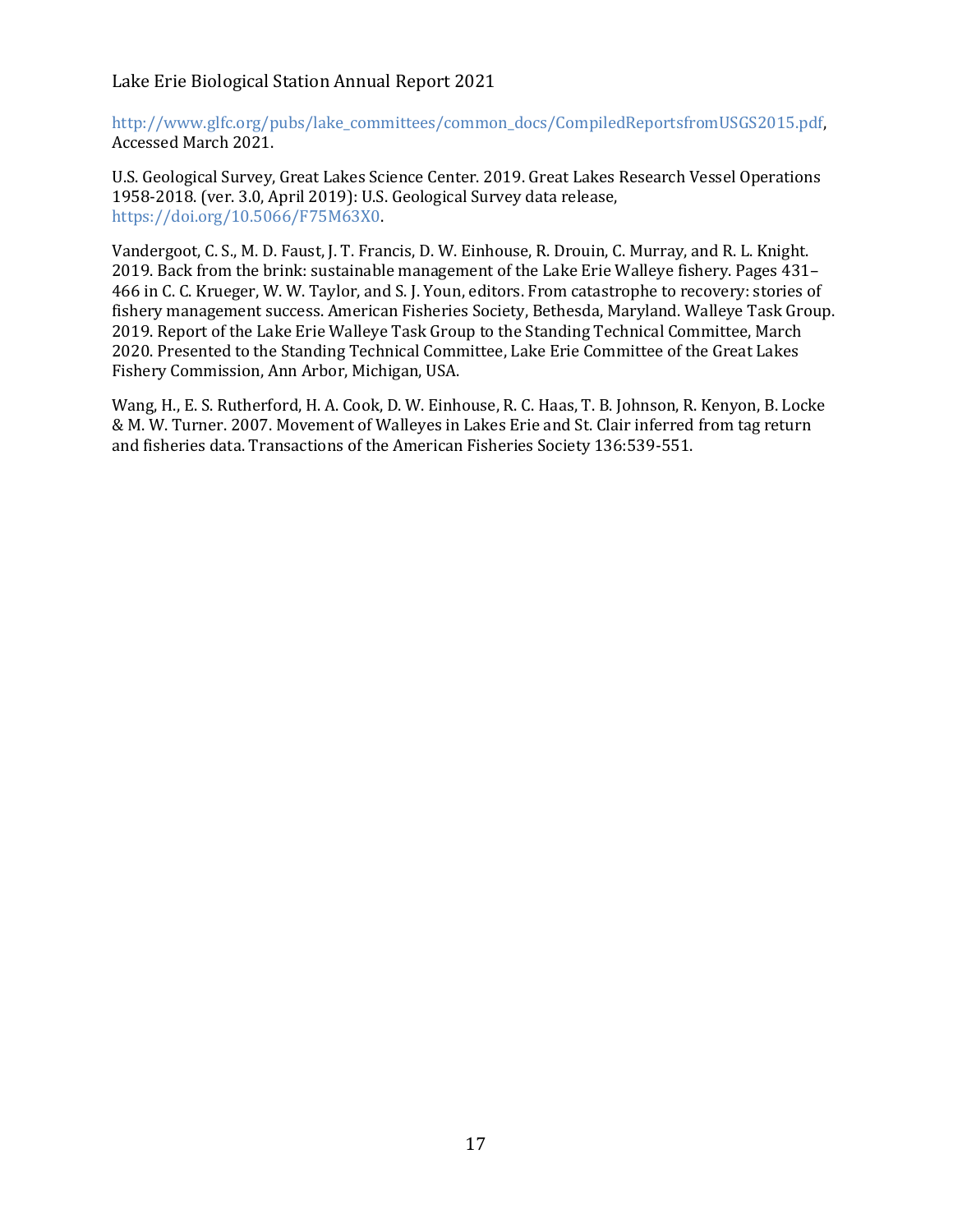http://www.glfc.org/pubs/lake_committees/common_docs/CompiledReportsfromUSGS2015.pdf, Accessed March 2021.

U.S. Geological Survey, Great Lakes Science Center. 2019. Great Lakes Research Vessel Operations 1958-2018. (ver. 3.0, April 2019): U.S. Geological Survey data release, https://doi.org/10.5066/F75M63X0.

Vandergoot, C. S., M. D. Faust, J. T. Francis, D. W. Einhouse, R. Drouin, C. Murray, and R. L. Knight. 2019. Back from the brink: sustainable management of the Lake Erie Walleye fishery. Pages 431–466 in C. C. Krueger, W. W. Taylor, and S. J. Youn, editors. From catastrophe to recovery: stories of fishery management success. American Fisheries Society, Bethesda, Maryland. Walleye Task Group. 2019. Report of the Lake Erie Walleye Task Group to the Standing Technical Committee, March 2020. Presented to the Standing Technical Committee, Lake Erie Committee of the Great Lakes Fishery Commission, Ann Arbor, Michigan, USA.

Wang, H., E. S. Rutherford, H. A. Cook, D. W. Einhouse, R. C. Haas, T. B. Johnson, R. Kenyon, B. Locke & M. W. Turner. 2007. Movement of Walleyes in Lakes Erie and St. Clair inferred from tag return and fisheries data. Transactions of the American Fisheries Society 136:539-551.